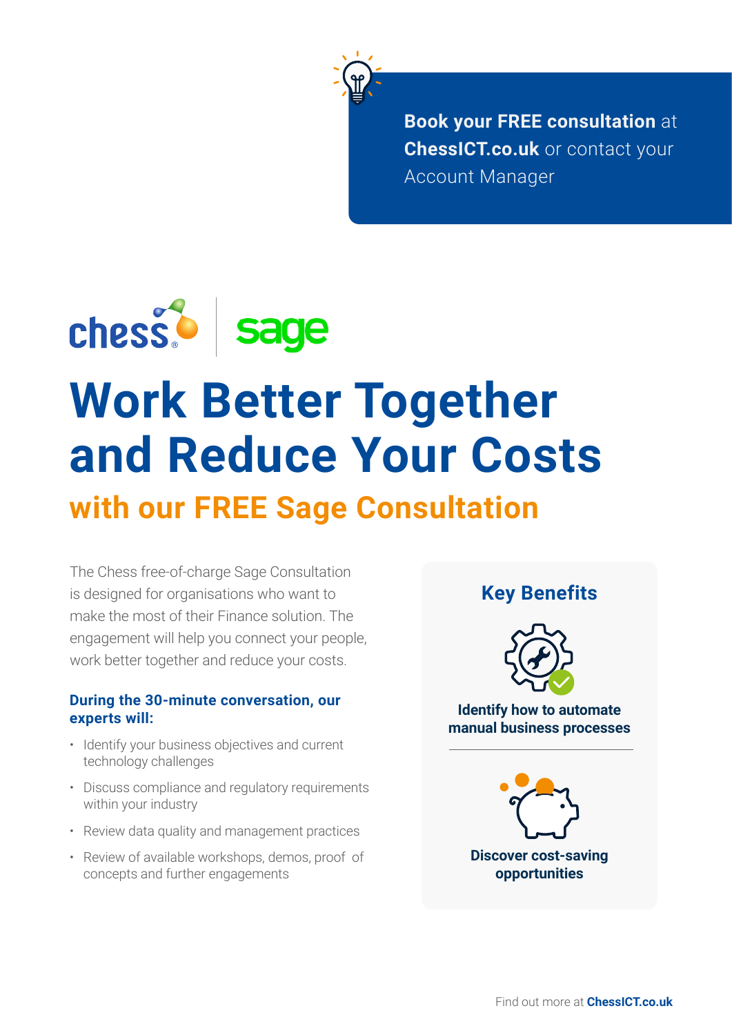**Book your FREE consultation** at **ChessICT.co.uk** or contact your Account Manager

chess | sage

# Work Better Together and Reduce Your Costs

## with our FREE Sage Consultation

The Chess free-of-charge Sage Consultation is designed for organisations who want to make the most of their Finance solution. The engagement will help you connect your people, work better together and reduce your costs.

**During the 30-minute conversation, our experts will:**

- Identify your business objectives and current technology challenges
- Discuss compliance and regulatory requirements within your industry
- Review data quality and management practices
- Review of available workshops, demos, proof of concepts and further engagements

### Key Benefits

**Identify how to automate manual business processes**

**Discover cost-saving opportunities**

Find out more at **ChessICT.co.uk**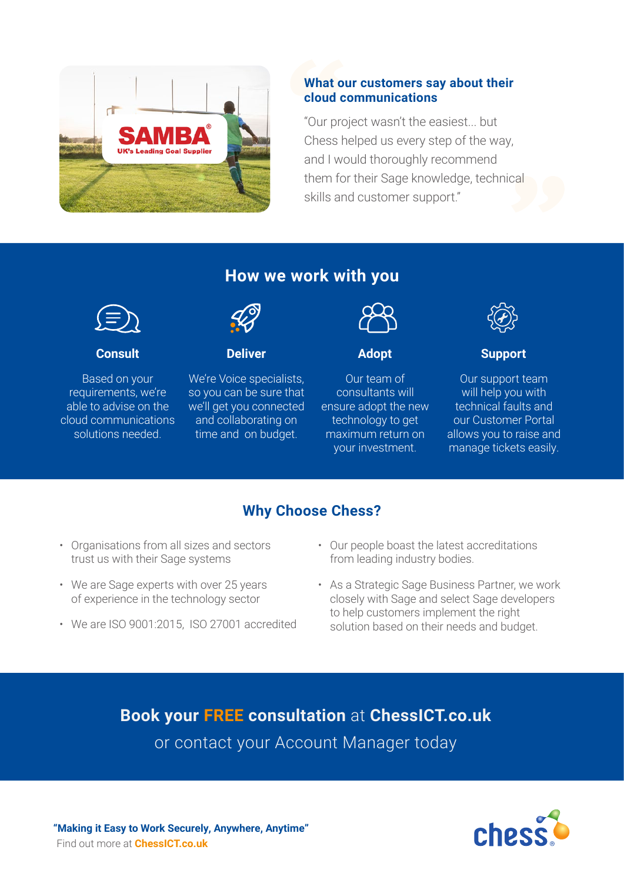SAMBA®
UK's Leading Goal Supplier

### What our customers say about their cloud communications

"Our project wasn't the easiest... but Chess helped us every step of the way, and I would thoroughly recommend them for their Sage knowledge, technical skills and customer support."

## How we work with you

### Consult

Based on your requirements, we're able to advise on the cloud communications solutions needed.

### Deliver

We're Voice specialists, so you can be sure that we'll get you connected and collaborating on time and on budget.

### Adopt

Our team of consultants will ensure adopt the new technology to get maximum return on your investment.

### Support

Our support team will help you with technical faults and our Customer Portal allows you to raise and manage tickets easily.

## Why Choose Chess?

- Organisations from all sizes and sectors trust us with their Sage systems
- We are Sage experts with over 25 years of experience in the technology sector
- We are ISO 9001:2015, ISO 27001 accredited
- Our people boast the latest accreditations from leading industry bodies.
- As a Strategic Sage Business Partner, we work closely with Sage and select Sage developers to help customers implement the right solution based on their needs and budget.

## Book your FREE consultation at ChessICT.co.uk

or contact your Account Manager today

**"Making it Easy to Work Securely, Anywhere, Anytime"**
Find out more at **ChessICT.co.uk**

chess